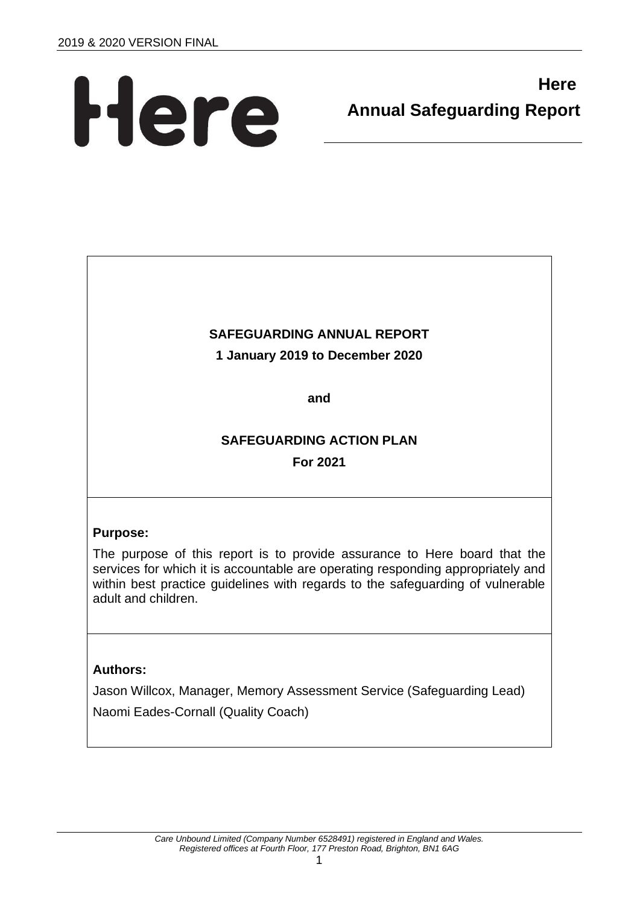2019 & 2020 VERSION FINAL

Here

# Here
# Annual Safeguarding Report

**SAFEGUARDING ANNUAL REPORT**

**1 January 2019 to December 2020**

**and**

**SAFEGUARDING ACTION PLAN**

**For 2021**

**Purpose:**

The purpose of this report is to provide assurance to Here board that the services for which it is accountable are operating responding appropriately and within best practice guidelines with regards to the safeguarding of vulnerable adult and children.

**Authors:**

Jason Willcox, Manager, Memory Assessment Service (Safeguarding Lead)

Naomi Eades-Cornall (Quality Coach)

*Care Unbound Limited (Company Number 6528491) registered in England and Wales. Registered offices at Fourth Floor, 177 Preston Road, Brighton, BN1 6AG*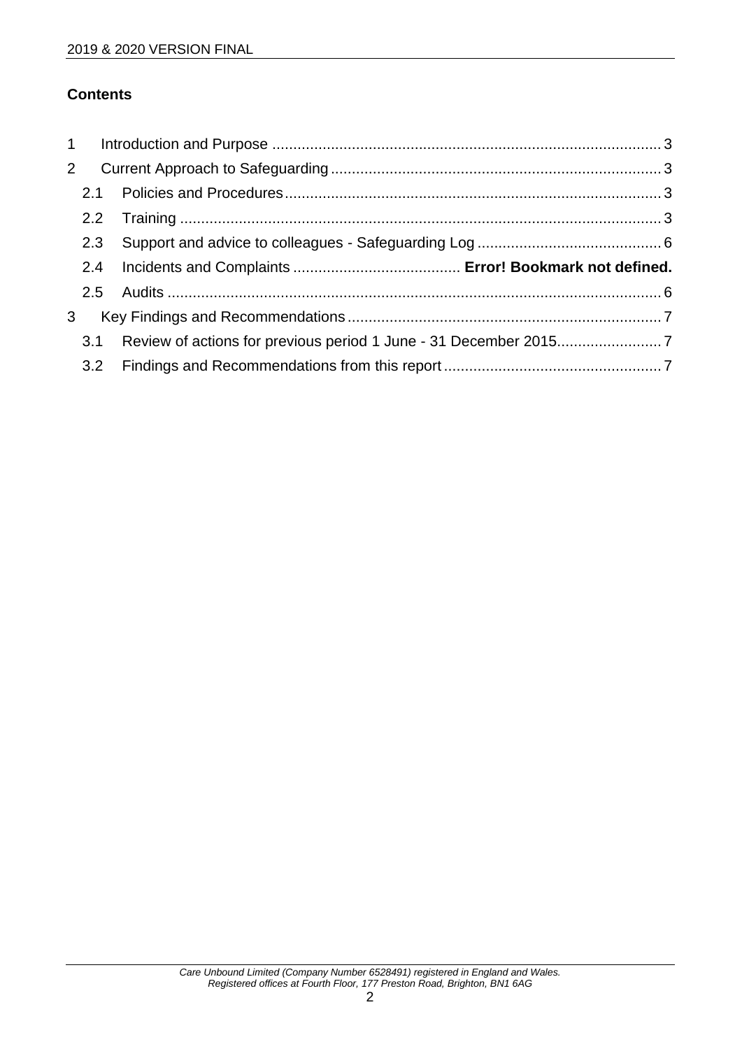**Contents**

1 Introduction and Purpose ............................................................................................ 3

2 Current Approach to Safeguarding .............................................................................. 3

2.1 Policies and Procedures ......................................................................................... 3

2.2 Training .................................................................................................................. 3

2.3 Support and advice to colleagues - Safeguarding Log ........................................... 6

2.4 Incidents and Complaints ....................................... **Error! Bookmark not defined.**

2.5 Audits ..................................................................................................................... 6

3 Key Findings and Recommendations .......................................................................... 7

3.1 Review of actions for previous period 1 June - 31 December 2015......................... 7

3.2 Findings and Recommendations from this report .................................................... 7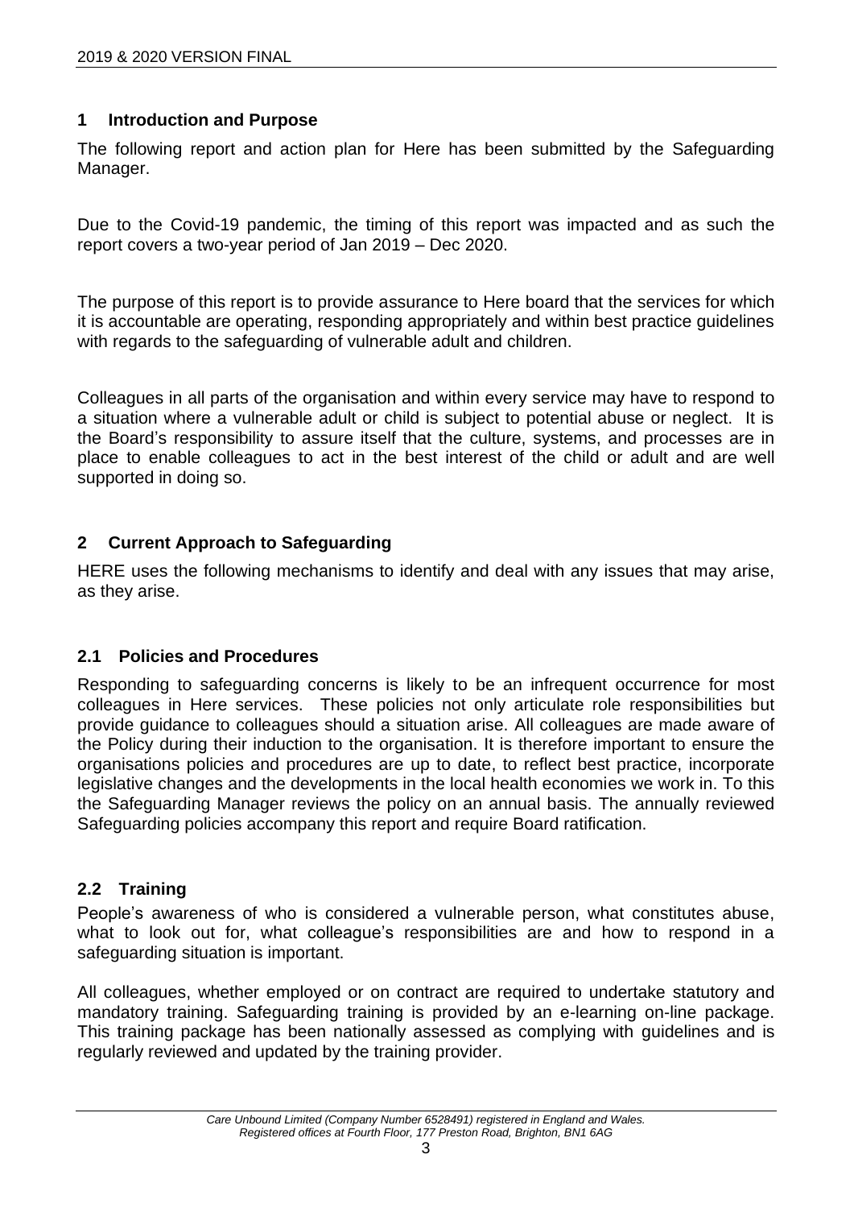## 1 Introduction and Purpose

The following report and action plan for Here has been submitted by the Safeguarding Manager.

Due to the Covid-19 pandemic, the timing of this report was impacted and as such the report covers a two-year period of Jan 2019 – Dec 2020.

The purpose of this report is to provide assurance to Here board that the services for which it is accountable are operating, responding appropriately and within best practice guidelines with regards to the safeguarding of vulnerable adult and children.

Colleagues in all parts of the organisation and within every service may have to respond to a situation where a vulnerable adult or child is subject to potential abuse or neglect. It is the Board's responsibility to assure itself that the culture, systems, and processes are in place to enable colleagues to act in the best interest of the child or adult and are well supported in doing so.

## 2 Current Approach to Safeguarding

HERE uses the following mechanisms to identify and deal with any issues that may arise, as they arise.

### 2.1 Policies and Procedures

Responding to safeguarding concerns is likely to be an infrequent occurrence for most colleagues in Here services. These policies not only articulate role responsibilities but provide guidance to colleagues should a situation arise. All colleagues are made aware of the Policy during their induction to the organisation. It is therefore important to ensure the organisations policies and procedures are up to date, to reflect best practice, incorporate legislative changes and the developments in the local health economies we work in. To this the Safeguarding Manager reviews the policy on an annual basis. The annually reviewed Safeguarding policies accompany this report and require Board ratification.

### 2.2 Training

People's awareness of who is considered a vulnerable person, what constitutes abuse, what to look out for, what colleague's responsibilities are and how to respond in a safeguarding situation is important.

All colleagues, whether employed or on contract are required to undertake statutory and mandatory training. Safeguarding training is provided by an e-learning on-line package. This training package has been nationally assessed as complying with guidelines and is regularly reviewed and updated by the training provider.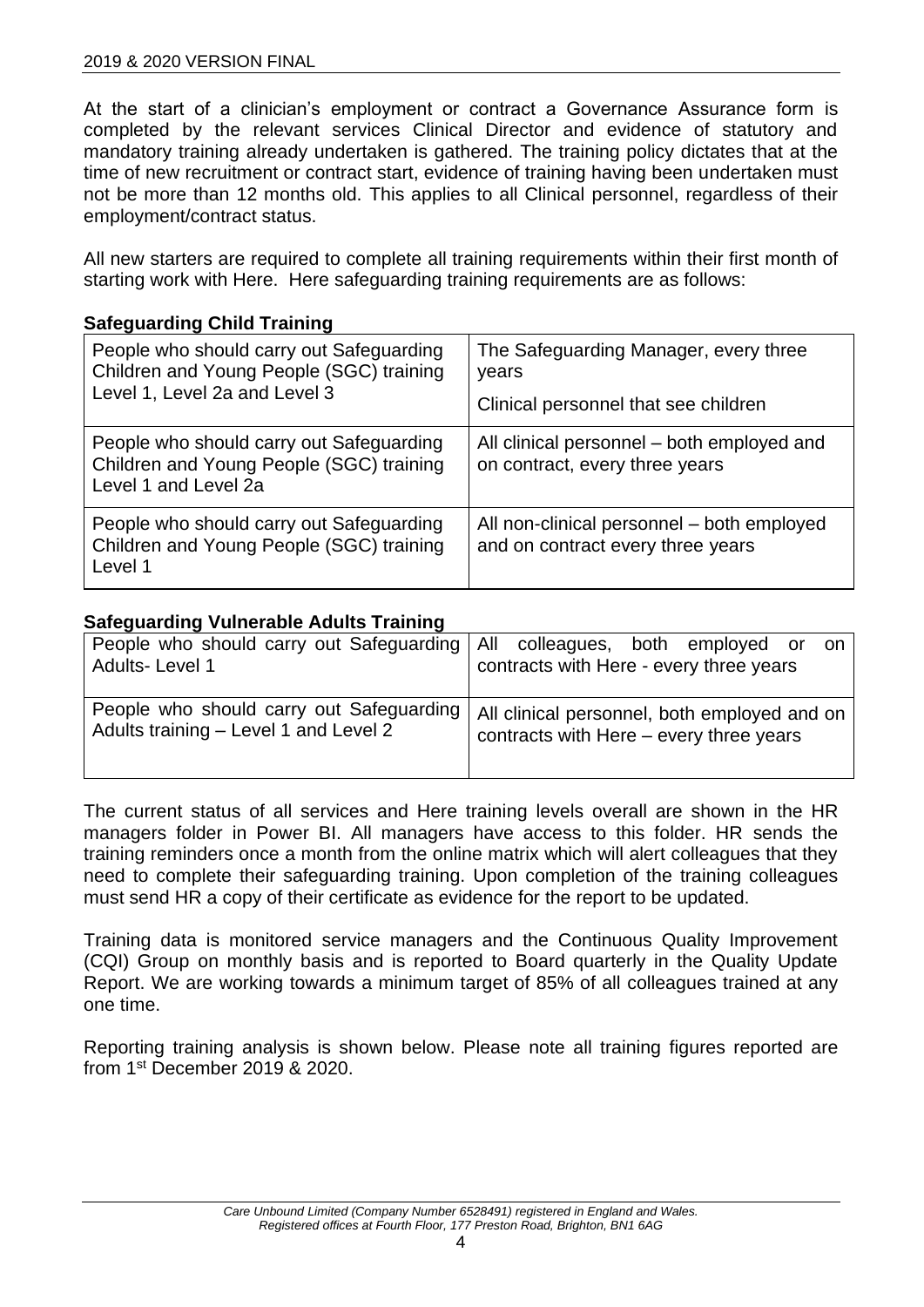At the start of a clinician's employment or contract a Governance Assurance form is completed by the relevant services Clinical Director and evidence of statutory and mandatory training already undertaken is gathered. The training policy dictates that at the time of new recruitment or contract start, evidence of training having been undertaken must not be more than 12 months old. This applies to all Clinical personnel, regardless of their employment/contract status.

All new starters are required to complete all training requirements within their first month of starting work with Here. Here safeguarding training requirements are as follows:

**Safeguarding Child Training**

| | |
|---|---|
| People who should carry out Safeguarding Children and Young People (SGC) training Level 1, Level 2a and Level 3 | The Safeguarding Manager, every three years<br>Clinical personnel that see children |
| People who should carry out Safeguarding Children and Young People (SGC) training Level 1 and Level 2a | All clinical personnel – both employed and on contract, every three years |
| People who should carry out Safeguarding Children and Young People (SGC) training Level 1 | All non-clinical personnel – both employed and on contract every three years |

**Safeguarding Vulnerable Adults Training**

| | |
|---|---|
| People who should carry out Safeguarding Adults- Level 1 | All colleagues, both employed or on contracts with Here - every three years |
| People who should carry out Safeguarding Adults training – Level 1 and Level 2 | All clinical personnel, both employed and on contracts with Here – every three years |

The current status of all services and Here training levels overall are shown in the HR managers folder in Power BI. All managers have access to this folder. HR sends the training reminders once a month from the online matrix which will alert colleagues that they need to complete their safeguarding training. Upon completion of the training colleagues must send HR a copy of their certificate as evidence for the report to be updated.

Training data is monitored service managers and the Continuous Quality Improvement (CQI) Group on monthly basis and is reported to Board quarterly in the Quality Update Report. We are working towards a minimum target of 85% of all colleagues trained at any one time.

Reporting training analysis is shown below. Please note all training figures reported are from 1st December 2019 & 2020.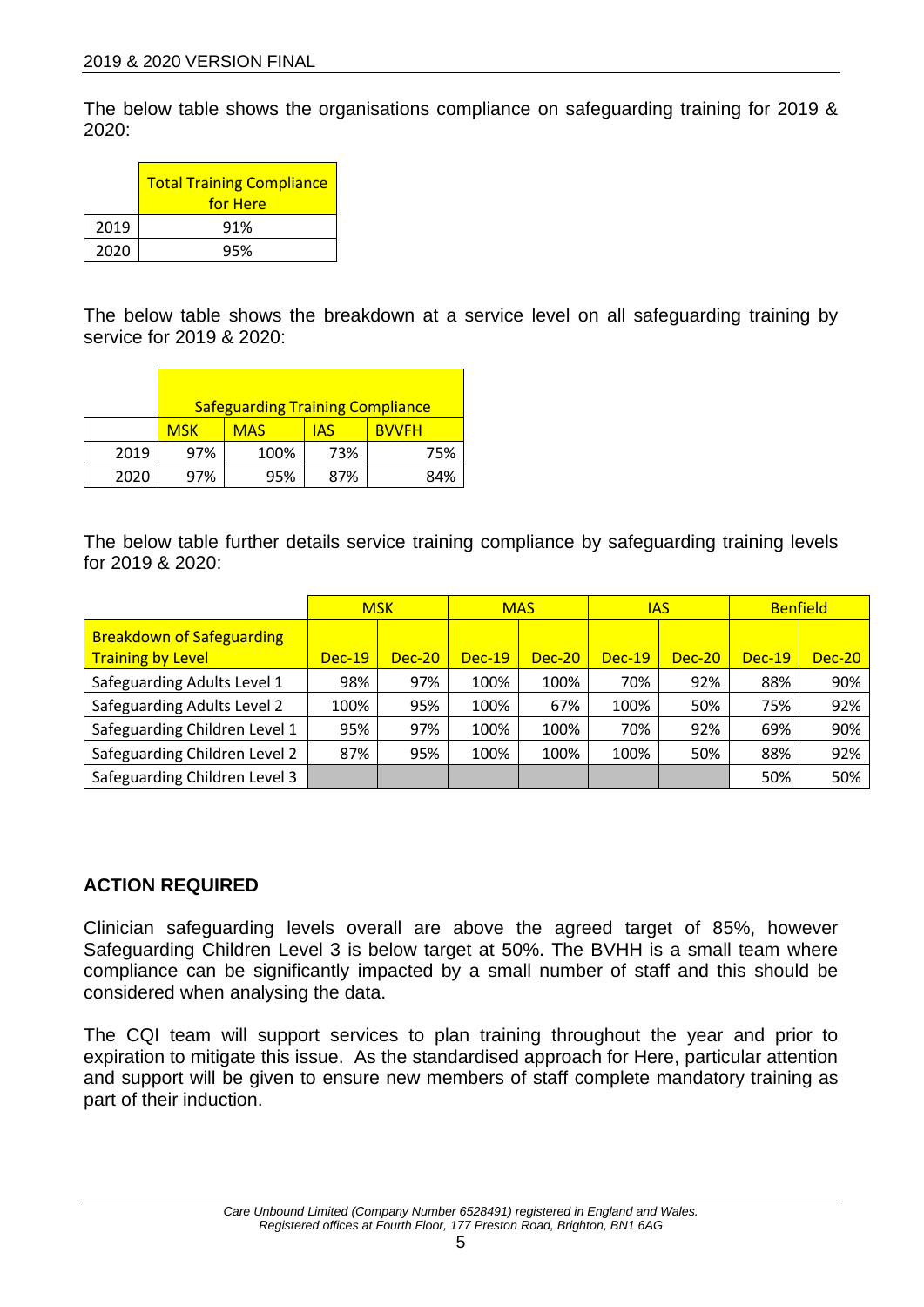The below table shows the organisations compliance on safeguarding training for 2019 & 2020:

| | Total Training Compliance for Here |
|---|---|
| 2019 | 91% |
| 2020 | 95% |

The below table shows the breakdown at a service level on all safeguarding training by service for 2019 & 2020:

| | Safeguarding Training Compliance | | | |
|---|---|---|---|---|
| | MSK | MAS | IAS | BVVFH |
| 2019 | 97% | 100% | 73% | 75% |
| 2020 | 97% | 95% | 87% | 84% |

The below table further details service training compliance by safeguarding training levels for 2019 & 2020:

| | MSK | | MAS | | IAS | | Benfield | |
|---|---|---|---|---|---|---|---|---|
| Breakdown of Safeguarding Training by Level | Dec-19 | Dec-20 | Dec-19 | Dec-20 | Dec-19 | Dec-20 | Dec-19 | Dec-20 |
| Safeguarding Adults Level 1 | 98% | 97% | 100% | 100% | 70% | 92% | 88% | 90% |
| Safeguarding Adults Level 2 | 100% | 95% | 100% | 67% | 100% | 50% | 75% | 92% |
| Safeguarding Children Level 1 | 95% | 97% | 100% | 100% | 70% | 92% | 69% | 90% |
| Safeguarding Children Level 2 | 87% | 95% | 100% | 100% | 100% | 50% | 88% | 92% |
| Safeguarding Children Level 3 | | | | | | | 50% | 50% |

**ACTION REQUIRED**

Clinician safeguarding levels overall are above the agreed target of 85%, however Safeguarding Children Level 3 is below target at 50%. The BVHH is a small team where compliance can be significantly impacted by a small number of staff and this should be considered when analysing the data.

The CQI team will support services to plan training throughout the year and prior to expiration to mitigate this issue. As the standardised approach for Here, particular attention and support will be given to ensure new members of staff complete mandatory training as part of their induction.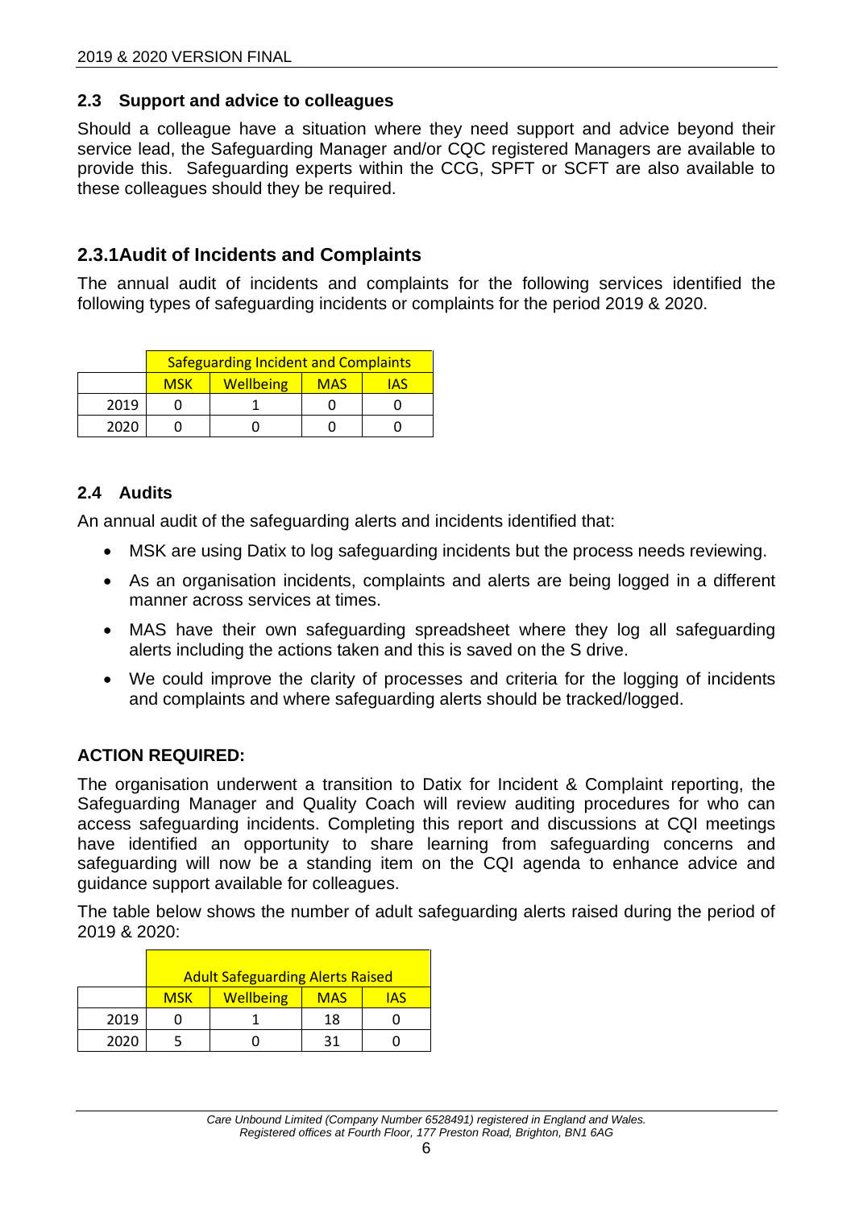## 2.3 Support and advice to colleagues

Should a colleague have a situation where they need support and advice beyond their service lead, the Safeguarding Manager and/or CQC registered Managers are available to provide this. Safeguarding experts within the CCG, SPFT or SCFT are also available to these colleagues should they be required.

### 2.3.1 Audit of Incidents and Complaints

The annual audit of incidents and complaints for the following services identified the following types of safeguarding incidents or complaints for the period 2019 & 2020.

| | Safeguarding Incident and Complaints | | | |
|---|---|---|---|---|
| | MSK | Wellbeing | MAS | IAS |
| 2019 | 0 | 1 | 0 | 0 |
| 2020 | 0 | 0 | 0 | 0 |

## 2.4 Audits

An annual audit of the safeguarding alerts and incidents identified that:

- MSK are using Datix to log safeguarding incidents but the process needs reviewing.
- As an organisation incidents, complaints and alerts are being logged in a different manner across services at times.
- MAS have their own safeguarding spreadsheet where they log all safeguarding alerts including the actions taken and this is saved on the S drive.
- We could improve the clarity of processes and criteria for the logging of incidents and complaints and where safeguarding alerts should be tracked/logged.

**ACTION REQUIRED:**

The organisation underwent a transition to Datix for Incident & Complaint reporting, the Safeguarding Manager and Quality Coach will review auditing procedures for who can access safeguarding incidents. Completing this report and discussions at CQI meetings have identified an opportunity to share learning from safeguarding concerns and safeguarding will now be a standing item on the CQI agenda to enhance advice and guidance support available for colleagues.

The table below shows the number of adult safeguarding alerts raised during the period of 2019 & 2020:

| | Adult Safeguarding Alerts Raised | | | |
|---|---|---|---|---|
| | MSK | Wellbeing | MAS | IAS |
| 2019 | 0 | 1 | 18 | 0 |
| 2020 | 5 | 0 | 31 | 0 |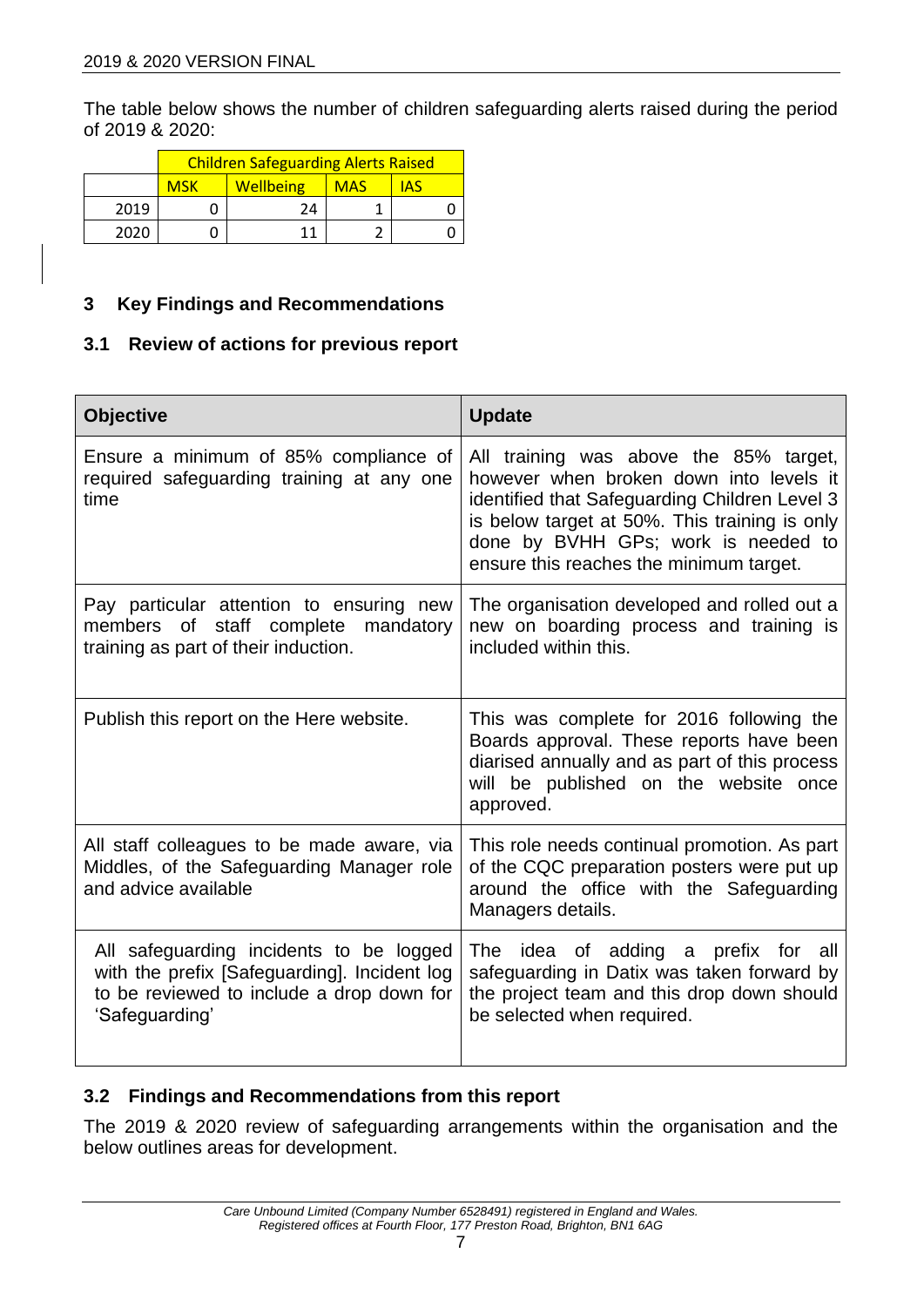The table below shows the number of children safeguarding alerts raised during the period of 2019 & 2020:

| | Children Safeguarding Alerts Raised | | | |
|---|---|---|---|---|
| | MSK | Wellbeing | MAS | IAS |
| 2019 | 0 | 24 | 1 | 0 |
| 2020 | 0 | 11 | 2 | 0 |

## 3 Key Findings and Recommendations

### 3.1 Review of actions for previous report

| Objective | Update |
|---|---|
| Ensure a minimum of 85% compliance of required safeguarding training at any one time | All training was above the 85% target, however when broken down into levels it identified that Safeguarding Children Level 3 is below target at 50%. This training is only done by BVHH GPs; work is needed to ensure this reaches the minimum target. |
| Pay particular attention to ensuring new members of staff complete mandatory training as part of their induction. | The organisation developed and rolled out a new on boarding process and training is included within this. |
| Publish this report on the Here website. | This was complete for 2016 following the Boards approval. These reports have been diarised annually and as part of this process will be published on the website once approved. |
| All staff colleagues to be made aware, via Middles, of the Safeguarding Manager role and advice available | This role needs continual promotion. As part of the CQC preparation posters were put up around the office with the Safeguarding Managers details. |
| All safeguarding incidents to be logged with the prefix [Safeguarding]. Incident log to be reviewed to include a drop down for 'Safeguarding' | The idea of adding a prefix for all safeguarding in Datix was taken forward by the project team and this drop down should be selected when required. |

### 3.2 Findings and Recommendations from this report

The 2019 & 2020 review of safeguarding arrangements within the organisation and the below outlines areas for development.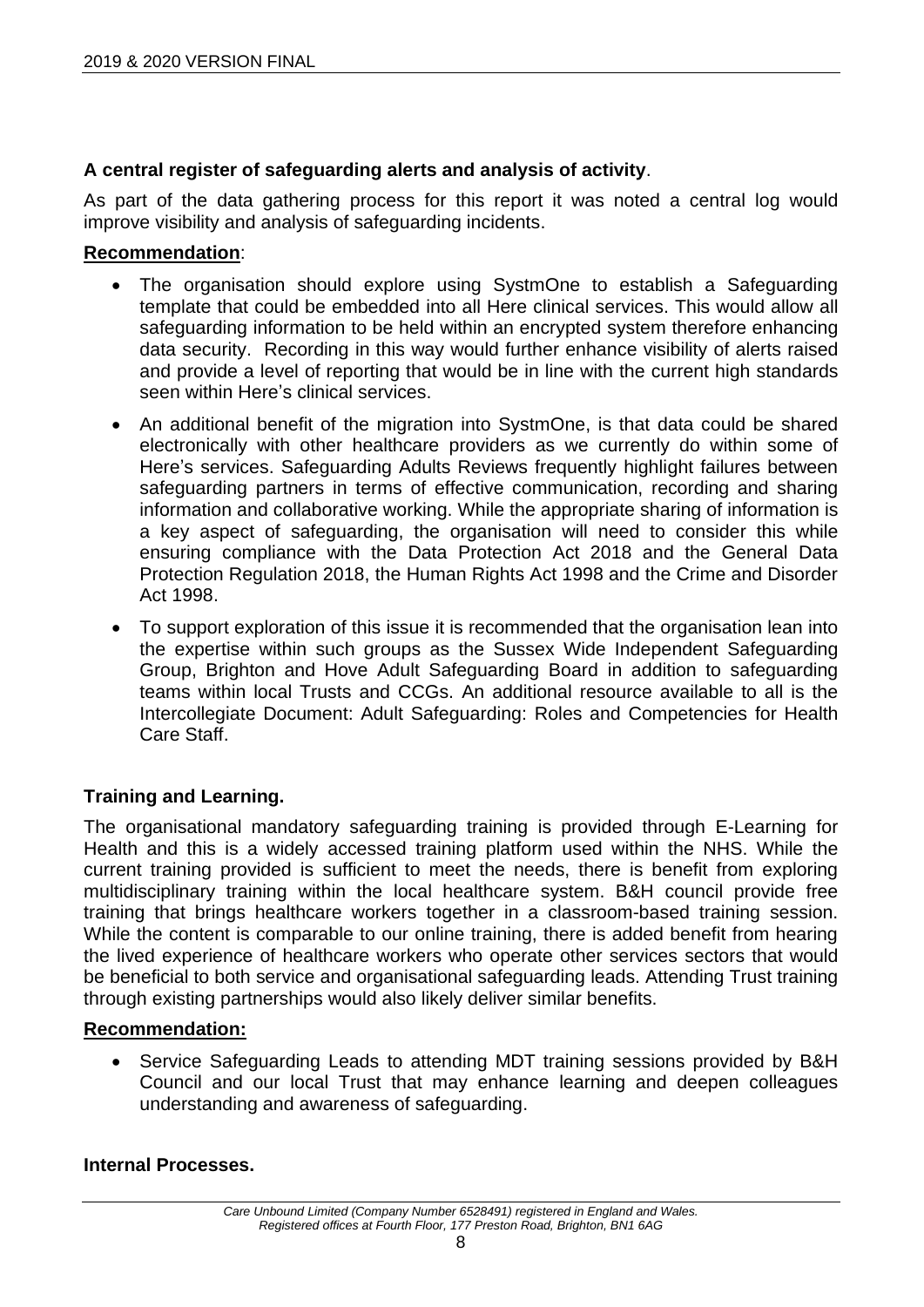**A central register of safeguarding alerts and analysis of activity**.

As part of the data gathering process for this report it was noted a central log would improve visibility and analysis of safeguarding incidents.

**Recommendation**:

- The organisation should explore using SystmOne to establish a Safeguarding template that could be embedded into all Here clinical services. This would allow all safeguarding information to be held within an encrypted system therefore enhancing data security. Recording in this way would further enhance visibility of alerts raised and provide a level of reporting that would be in line with the current high standards seen within Here's clinical services.
- An additional benefit of the migration into SystmOne, is that data could be shared electronically with other healthcare providers as we currently do within some of Here's services. Safeguarding Adults Reviews frequently highlight failures between safeguarding partners in terms of effective communication, recording and sharing information and collaborative working. While the appropriate sharing of information is a key aspect of safeguarding, the organisation will need to consider this while ensuring compliance with the Data Protection Act 2018 and the General Data Protection Regulation 2018, the Human Rights Act 1998 and the Crime and Disorder Act 1998.
- To support exploration of this issue it is recommended that the organisation lean into the expertise within such groups as the Sussex Wide Independent Safeguarding Group, Brighton and Hove Adult Safeguarding Board in addition to safeguarding teams within local Trusts and CCGs. An additional resource available to all is the Intercollegiate Document: Adult Safeguarding: Roles and Competencies for Health Care Staff.

**Training and Learning.**

The organisational mandatory safeguarding training is provided through E-Learning for Health and this is a widely accessed training platform used within the NHS. While the current training provided is sufficient to meet the needs, there is benefit from exploring multidisciplinary training within the local healthcare system. B&H council provide free training that brings healthcare workers together in a classroom-based training session. While the content is comparable to our online training, there is added benefit from hearing the lived experience of healthcare workers who operate other services sectors that would be beneficial to both service and organisational safeguarding leads. Attending Trust training through existing partnerships would also likely deliver similar benefits.

**Recommendation:**

- Service Safeguarding Leads to attending MDT training sessions provided by B&H Council and our local Trust that may enhance learning and deepen colleagues understanding and awareness of safeguarding.

**Internal Processes.**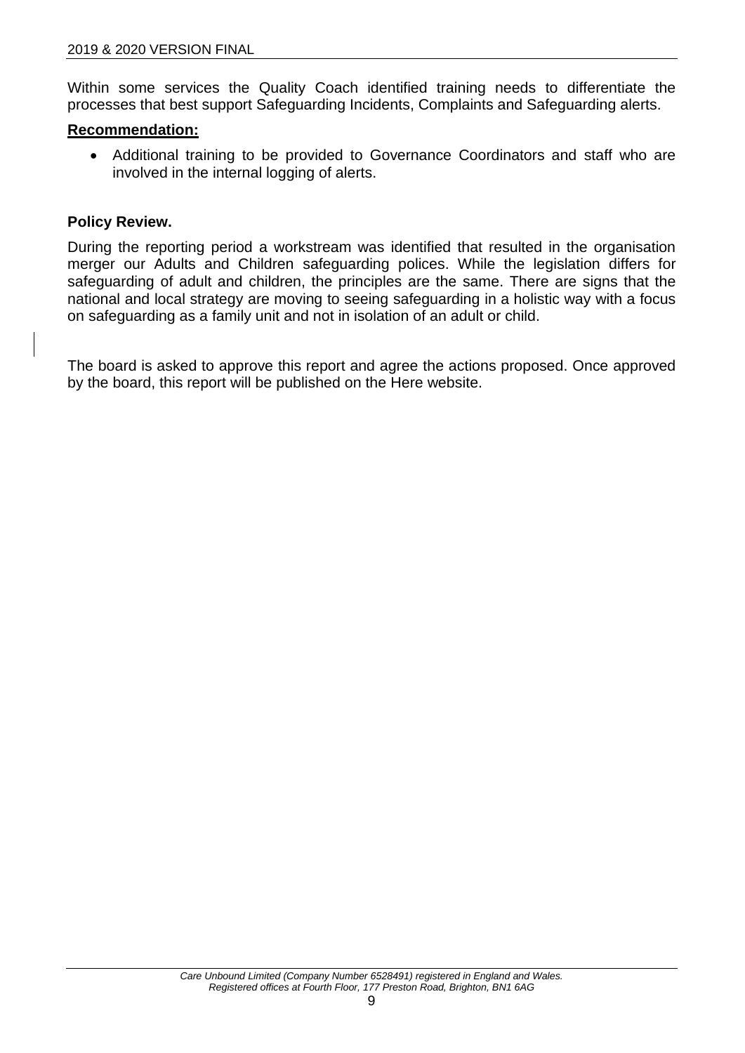Within some services the Quality Coach identified training needs to differentiate the processes that best support Safeguarding Incidents, Complaints and Safeguarding alerts.

**Recommendation:**

- Additional training to be provided to Governance Coordinators and staff who are involved in the internal logging of alerts.

**Policy Review.**

During the reporting period a workstream was identified that resulted in the organisation merger our Adults and Children safeguarding polices. While the legislation differs for safeguarding of adult and children, the principles are the same. There are signs that the national and local strategy are moving to seeing safeguarding in a holistic way with a focus on safeguarding as a family unit and not in isolation of an adult or child.

The board is asked to approve this report and agree the actions proposed. Once approved by the board, this report will be published on the Here website.